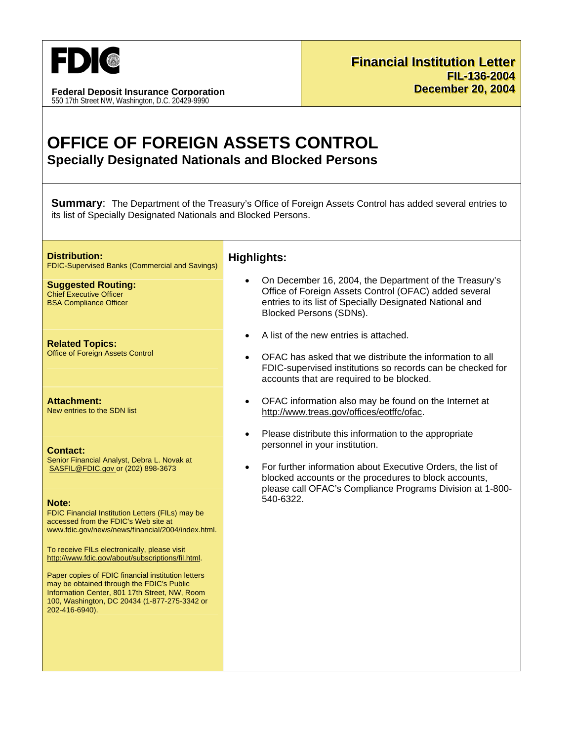FDIC

**Federal Deposit Insurance Corporation**
550 17th Street NW, Washington, D.C. 20429-9990

**Financial Institution Letter**
**FIL-136-2004**
**December 20, 2004**

# OFFICE OF FOREIGN ASSETS CONTROL

## Specially Designated Nationals and Blocked Persons

**Summary**: The Department of the Treasury's Office of Foreign Assets Control has added several entries to its list of Specially Designated Nationals and Blocked Persons.

**Distribution:**
FDIC-Supervised Banks (Commercial and Savings)

**Suggested Routing:**
Chief Executive Officer
BSA Compliance Officer

**Related Topics:**
Office of Foreign Assets Control

**Attachment:**
New entries to the SDN list

**Contact:**
Senior Financial Analyst, Debra L. Novak at SASFIL@FDIC.gov or (202) 898-3673

**Note:**
FDIC Financial Institution Letters (FILs) may be accessed from the FDIC's Web site at www.fdic.gov/news/news/financial/2004/index.html.

To receive FILs electronically, please visit http://www.fdic.gov/about/subscriptions/fil.html.

Paper copies of FDIC financial institution letters may be obtained through the FDIC's Public Information Center, 801 17th Street, NW, Room 100, Washington, DC 20434 (1-877-275-3342 or 202-416-6940).

### Highlights:

- On December 16, 2004, the Department of the Treasury's Office of Foreign Assets Control (OFAC) added several entries to its list of Specially Designated National and Blocked Persons (SDNs).
- A list of the new entries is attached.
- OFAC has asked that we distribute the information to all FDIC-supervised institutions so records can be checked for accounts that are required to be blocked.
- OFAC information also may be found on the Internet at http://www.treas.gov/offices/eotffc/ofac.
- Please distribute this information to the appropriate personnel in your institution.
- For further information about Executive Orders, the list of blocked accounts or the procedures to block accounts, please call OFAC's Compliance Programs Division at 1-800-540-6322.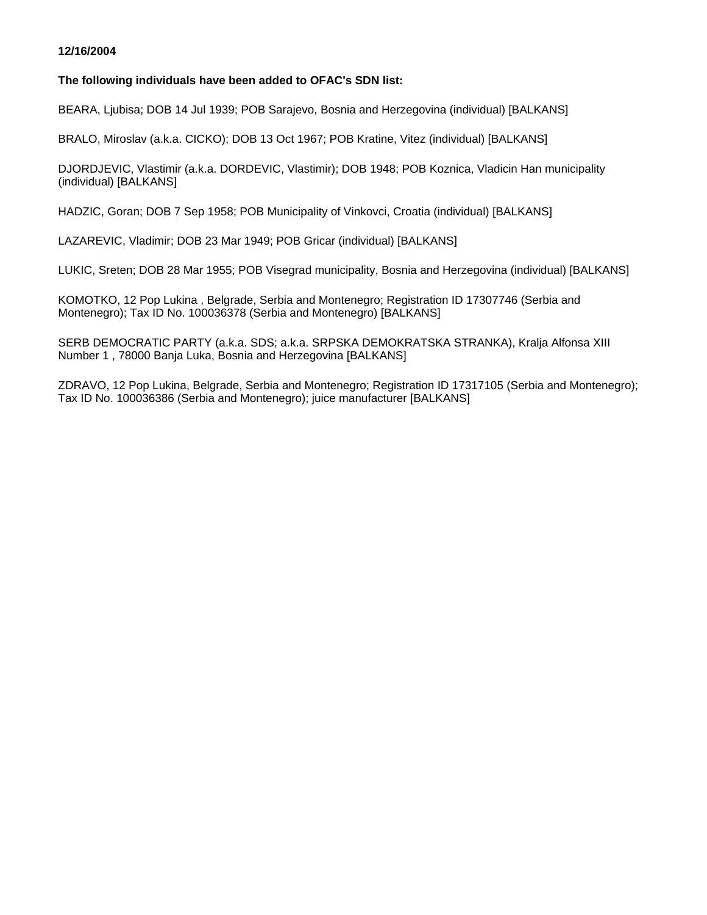**12/16/2004**

**The following individuals have been added to OFAC's SDN list:**

BEARA, Ljubisa; DOB 14 Jul 1939; POB Sarajevo, Bosnia and Herzegovina (individual) [BALKANS]

BRALO, Miroslav (a.k.a. CICKO); DOB 13 Oct 1967; POB Kratine, Vitez (individual) [BALKANS]

DJORDJEVIC, Vlastimir (a.k.a. DORDEVIC, Vlastimir); DOB 1948; POB Koznica, Vladicin Han municipality (individual) [BALKANS]

HADZIC, Goran; DOB 7 Sep 1958; POB Municipality of Vinkovci, Croatia (individual) [BALKANS]

LAZAREVIC, Vladimir; DOB 23 Mar 1949; POB Gricar (individual) [BALKANS]

LUKIC, Sreten; DOB 28 Mar 1955; POB Visegrad municipality, Bosnia and Herzegovina (individual) [BALKANS]

KOMOTKO, 12 Pop Lukina , Belgrade, Serbia and Montenegro; Registration ID 17307746 (Serbia and Montenegro); Tax ID No. 100036378 (Serbia and Montenegro) [BALKANS]

SERB DEMOCRATIC PARTY (a.k.a. SDS; a.k.a. SRPSKA DEMOKRATSKA STRANKA), Kralja Alfonsa XIII Number 1 , 78000 Banja Luka, Bosnia and Herzegovina [BALKANS]

ZDRAVO, 12 Pop Lukina, Belgrade, Serbia and Montenegro; Registration ID 17317105 (Serbia and Montenegro); Tax ID No. 100036386 (Serbia and Montenegro); juice manufacturer [BALKANS]